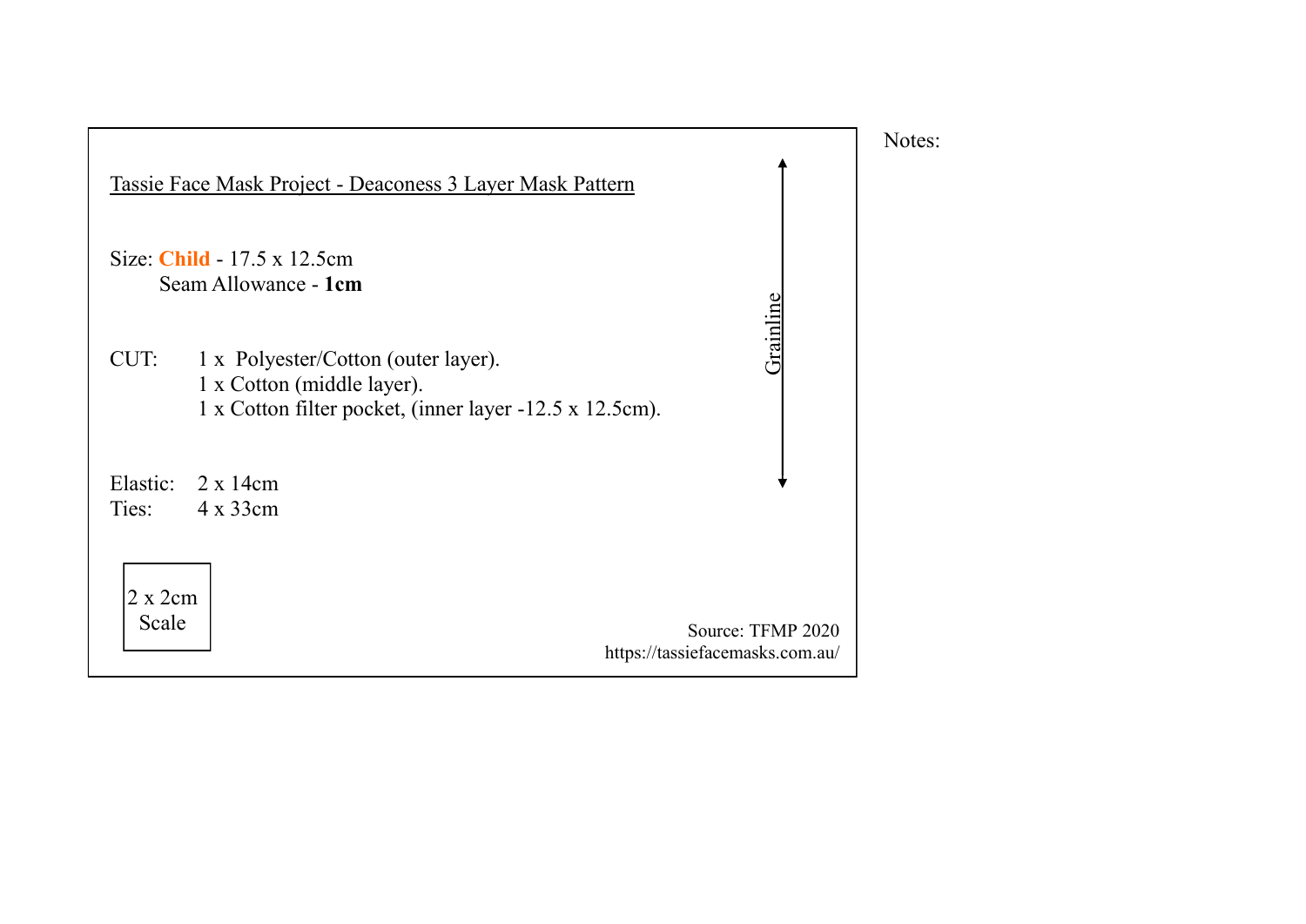Tassie Face Mask Project - Deaconess 3 Layer Mask Pattern

Size: **Child** - 17.5 x 12.5cm
Seam Allowance - **1cm**

CUT: 1 x Polyester/Cotton (outer layer).
1 x Cotton (middle layer).
1 x Cotton filter pocket, (inner layer -12.5 x 12.5cm).

Elastic: 2 x 14cm
Ties: 4 x 33cm

Grainline

2 x 2cm
Scale

Source: TFMP 2020
https://tassiefacemasks.com.au/

Notes: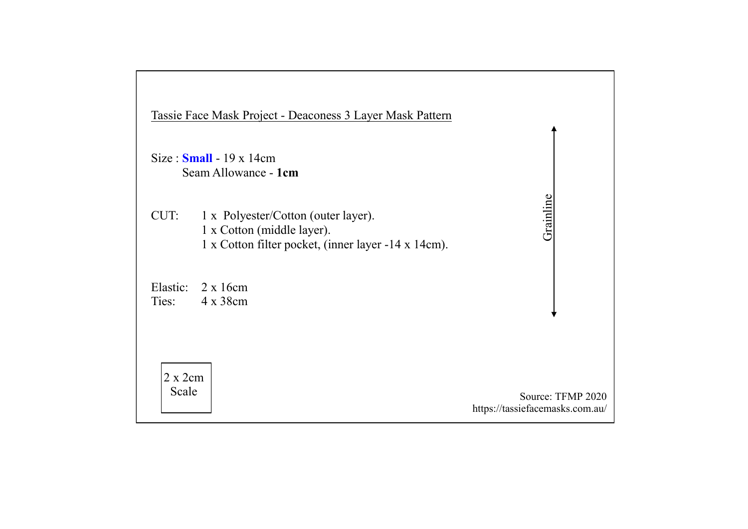Tassie Face Mask Project - Deaconess 3 Layer Mask Pattern

Size : **Small** - 19 x 14cm
Seam Allowance - **1cm**

CUT: 1 x Polyester/Cotton (outer layer).
1 x Cotton (middle layer).
1 x Cotton filter pocket, (inner layer -14 x 14cm).

Elastic: 2 x 16cm
Ties: 4 x 38cm

Grainline

2 x 2cm
Scale

Source: TFMP 2020
https://tassiefacemasks.com.au/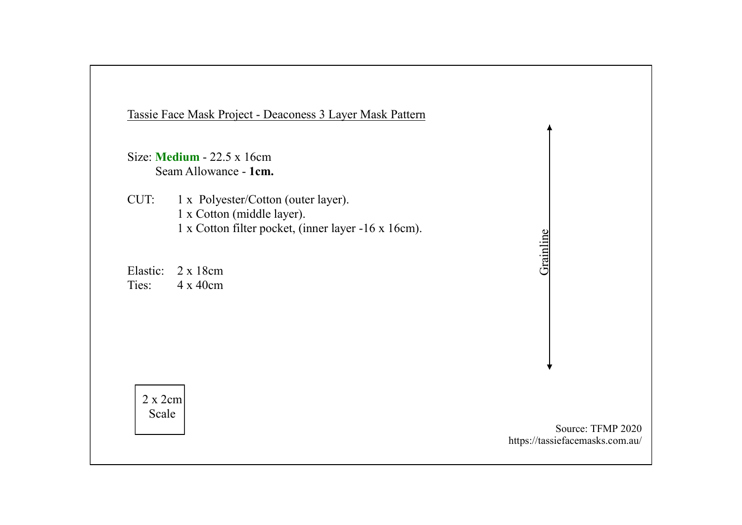Tassie Face Mask Project - Deaconess 3 Layer Mask Pattern

Size: **Medium** - 22.5 x 16cm
Seam Allowance - **1cm.**

CUT: 1 x Polyester/Cotton (outer layer).
1 x Cotton (middle layer).
1 x Cotton filter pocket, (inner layer -16 x 16cm).

Elastic: 2 x 18cm
Ties: 4 x 40cm

Grainline

2 x 2cm Scale

Source: TFMP 2020
https://tassiefacemasks.com.au/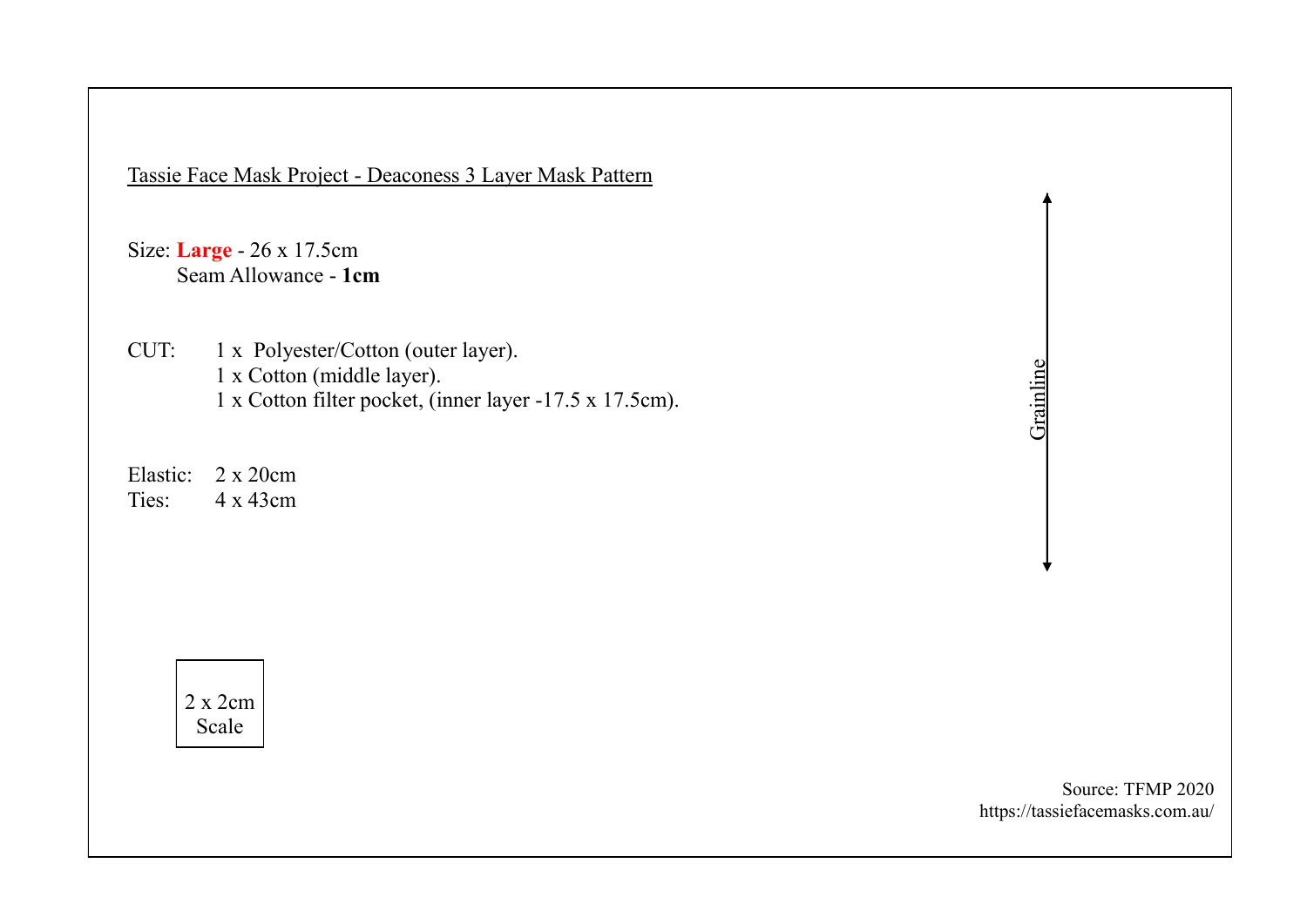Tassie Face Mask Project - Deaconess 3 Layer Mask Pattern

Size: **Large** - 26 x 17.5cm
Seam Allowance - **1cm**

CUT: 1 x Polyester/Cotton (outer layer).
1 x Cotton (middle layer).
1 x Cotton filter pocket, (inner layer -17.5 x 17.5cm).

Elastic: 2 x 20cm
Ties: 4 x 43cm

Grainline

2 x 2cm
Scale

Source: TFMP 2020
https://tassiefacemasks.com.au/